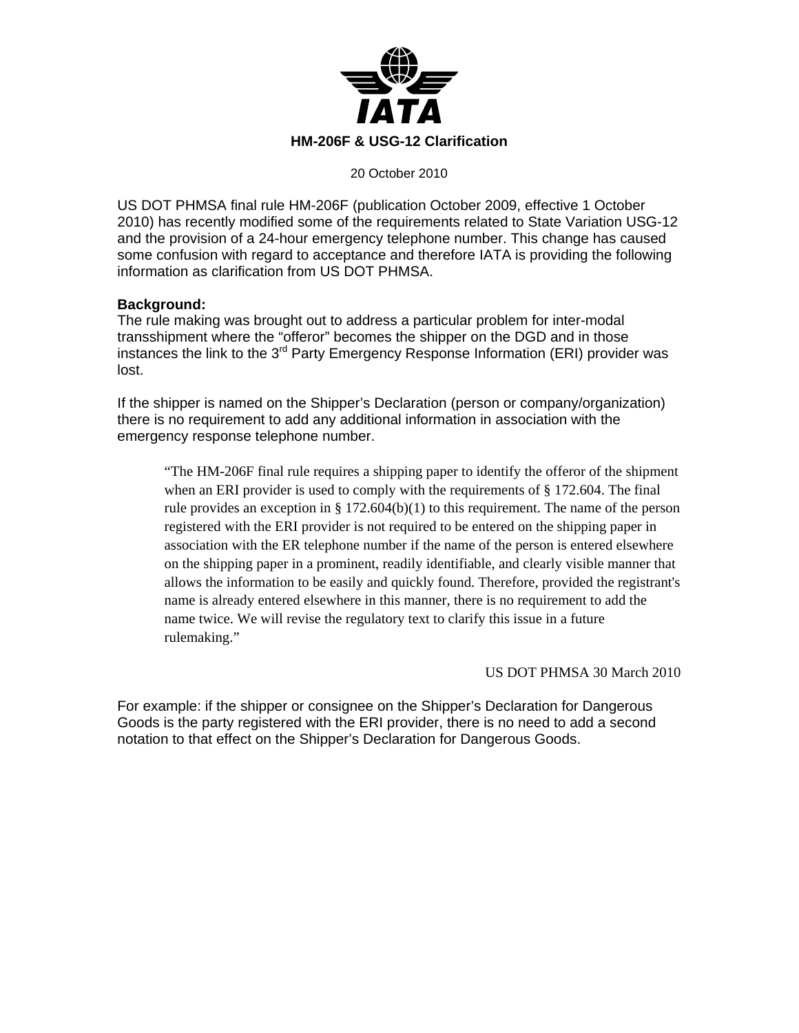# HM-206F & USG-12 Clarification

20 October 2010

US DOT PHMSA final rule HM-206F (publication October 2009, effective 1 October 2010) has recently modified some of the requirements related to State Variation USG-12 and the provision of a 24-hour emergency telephone number. This change has caused some confusion with regard to acceptance and therefore IATA is providing the following information as clarification from US DOT PHMSA.

**Background:**
The rule making was brought out to address a particular problem for inter-modal transshipment where the "offeror" becomes the shipper on the DGD and in those instances the link to the 3rd Party Emergency Response Information (ERI) provider was lost.

If the shipper is named on the Shipper's Declaration (person or company/organization) there is no requirement to add any additional information in association with the emergency response telephone number.

> "The HM-206F final rule requires a shipping paper to identify the offeror of the shipment when an ERI provider is used to comply with the requirements of § 172.604. The final rule provides an exception in § 172.604(b)(1) to this requirement. The name of the person registered with the ERI provider is not required to be entered on the shipping paper in association with the ER telephone number if the name of the person is entered elsewhere on the shipping paper in a prominent, readily identifiable, and clearly visible manner that allows the information to be easily and quickly found. Therefore, provided the registrant's name is already entered elsewhere in this manner, there is no requirement to add the name twice. We will revise the regulatory text to clarify this issue in a future rulemaking."
>
> US DOT PHMSA 30 March 2010

For example: if the shipper or consignee on the Shipper's Declaration for Dangerous Goods is the party registered with the ERI provider, there is no need to add a second notation to that effect on the Shipper's Declaration for Dangerous Goods.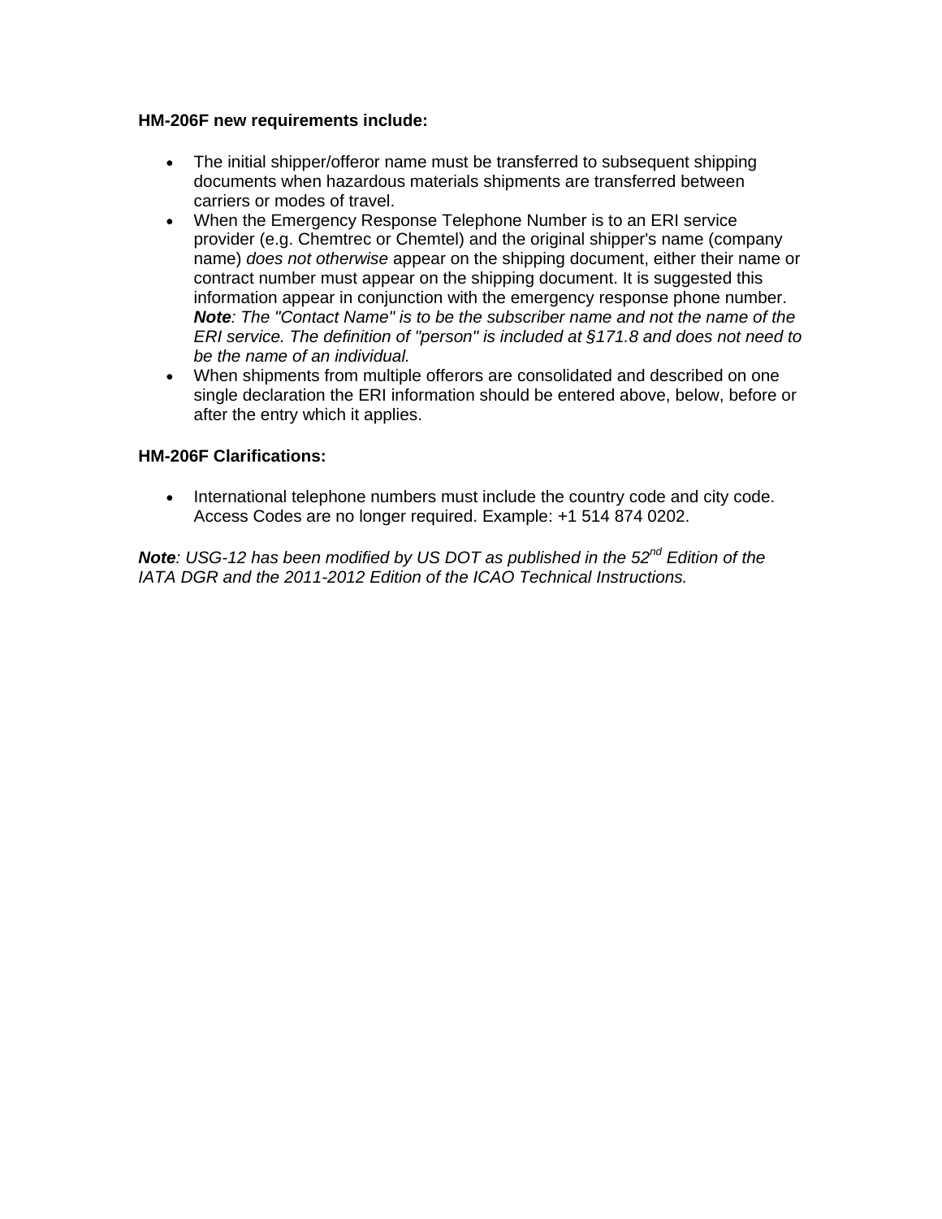**HM-206F new requirements include:**

- The initial shipper/offeror name must be transferred to subsequent shipping documents when hazardous materials shipments are transferred between carriers or modes of travel.
- When the Emergency Response Telephone Number is to an ERI service provider (e.g. Chemtrec or Chemtel) and the original shipper's name (company name) *does not otherwise* appear on the shipping document, either their name or contract number must appear on the shipping document. It is suggested this information appear in conjunction with the emergency response phone number. ***Note****: The "Contact Name" is to be the subscriber name and not the name of the ERI service. The definition of "person" is included at §171.8 and does not need to be the name of an individual.*
- When shipments from multiple offerors are consolidated and described on one single declaration the ERI information should be entered above, below, before or after the entry which it applies.

**HM-206F Clarifications:**

- International telephone numbers must include the country code and city code. Access Codes are no longer required. Example: +1 514 874 0202.

***Note****: USG-12 has been modified by US DOT as published in the 52nd Edition of the IATA DGR and the 2011-2012 Edition of the ICAO Technical Instructions.*